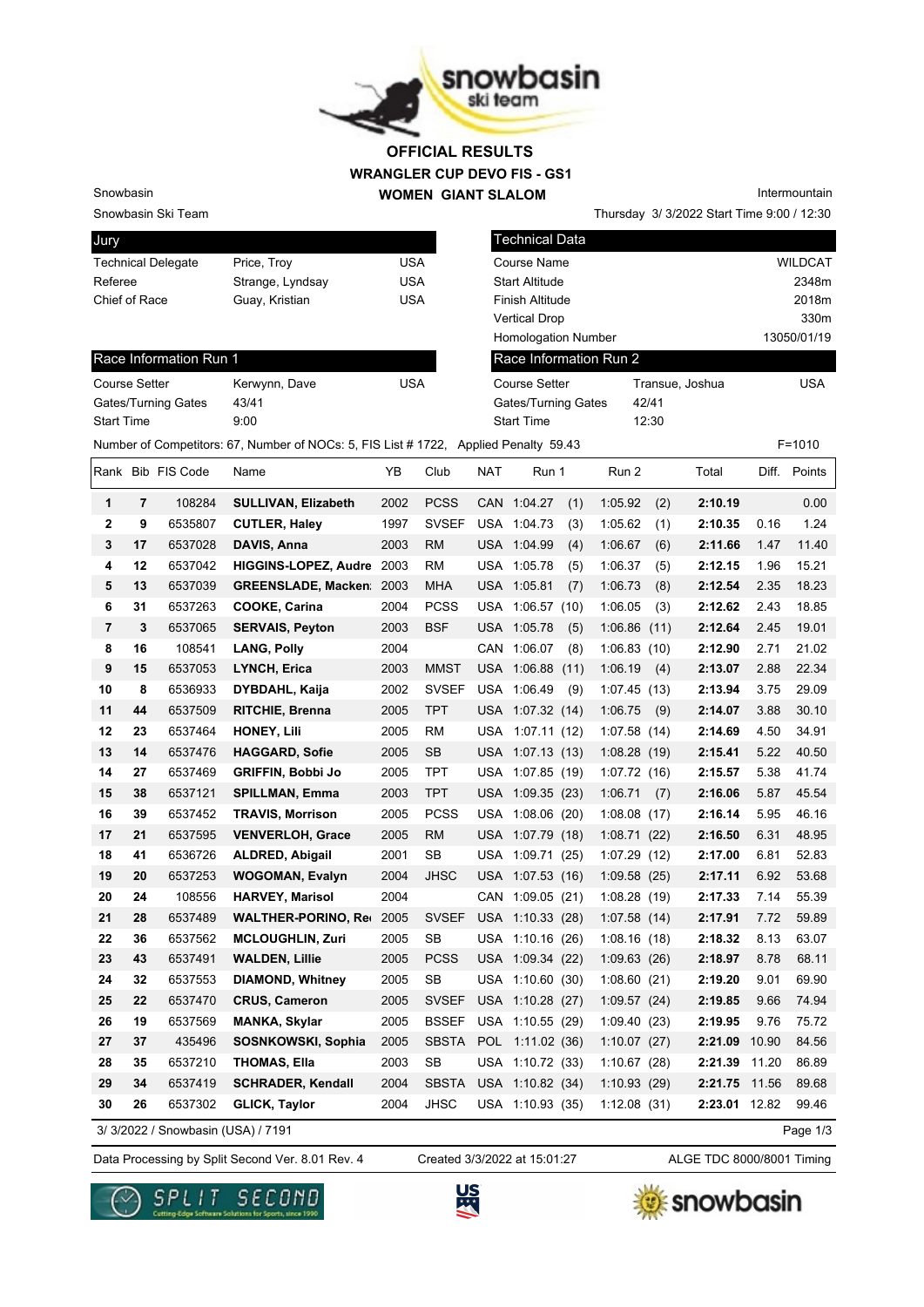# OFFICIAL RESULTS

## WRANGLER CUP DEVO FIS - GS1

## WOMEN GIANT SLALOM

Snowbasin

Snowbasin Ski Team

Intermountain

Thursday 3/ 3/2022 Start Time 9:00 / 12:30

| Jury | | |
|---|---|---|
| Technical Delegate | Price, Troy | USA |
| Referee | Strange, Lyndsay | USA |
| Chief of Race | Guay, Kristian | USA |

| Technical Data | |
|---|---|
| Course Name | WILDCAT |
| Start Altitude | 2348m |
| Finish Altitude | 2018m |
| Vertical Drop | 330m |
| Homologation Number | 13050/01/19 |

| Race Information Run 1 | | |
|---|---|---|
| Course Setter | Kerwynn, Dave | USA |
| Gates/Turning Gates | 43/41 | |
| Start Time | 9:00 | |

| Race Information Run 2 | | |
|---|---|---|
| Course Setter | Transue, Joshua | USA |
| Gates/Turning Gates | 42/41 | |
| Start Time | 12:30 | |

Number of Competitors: 67, Number of NOCs: 5, FIS List # 1722, Applied Penalty 59.43 F=1010

| Rank | Bib | FIS Code | Name | YB | Club | NAT | Run 1 | | Run 2 | | Total | Diff. | Points |
|---|---|---|---|---|---|---|---|---|---|---|---|---|---|
| 1 | 7 | 108284 | **SULLIVAN, Elizabeth** | 2002 | PCSS | CAN | 1:04.27 | (1) | 1:05.92 | (2) | **2:10.19** | | 0.00 |
| 2 | 9 | 6535807 | **CUTLER, Haley** | 1997 | SVSEF | USA | 1:04.73 | (3) | 1:05.62 | (1) | **2:10.35** | 0.16 | 1.24 |
| 3 | 17 | 6537028 | **DAVIS, Anna** | 2003 | RM | USA | 1:04.99 | (4) | 1:06.67 | (6) | **2:11.66** | 1.47 | 11.40 |
| 4 | 12 | 6537042 | **HIGGINS-LOPEZ, Audre** | 2003 | RM | USA | 1:05.78 | (5) | 1:06.37 | (5) | **2:12.15** | 1.96 | 15.21 |
| 5 | 13 | 6537039 | **GREENSLADE, Macken** | 2003 | MHA | USA | 1:05.81 | (7) | 1:06.73 | (8) | **2:12.54** | 2.35 | 18.23 |
| 6 | 31 | 6537263 | **COOKE, Carina** | 2004 | PCSS | USA | 1:06.57 | (10) | 1:06.05 | (3) | **2:12.62** | 2.43 | 18.85 |
| 7 | 3 | 6537065 | **SERVAIS, Peyton** | 2003 | BSF | USA | 1:05.78 | (5) | 1:06.86 | (11) | **2:12.64** | 2.45 | 19.01 |
| 8 | 16 | 108541 | **LANG, Polly** | 2004 | | CAN | 1:06.07 | (8) | 1:06.83 | (10) | **2:12.90** | 2.71 | 21.02 |
| 9 | 15 | 6537053 | **LYNCH, Erica** | 2003 | MMST | USA | 1:06.88 | (11) | 1:06.19 | (4) | **2:13.07** | 2.88 | 22.34 |
| 10 | 8 | 6536933 | **DYBDAHL, Kaija** | 2002 | SVSEF | USA | 1:06.49 | (9) | 1:07.45 | (13) | **2:13.94** | 3.75 | 29.09 |
| 11 | 44 | 6537509 | **RITCHIE, Brenna** | 2005 | TPT | USA | 1:07.32 | (14) | 1:06.75 | (9) | **2:14.07** | 3.88 | 30.10 |
| 12 | 23 | 6537464 | **HONEY, Lili** | 2005 | RM | USA | 1:07.11 | (12) | 1:07.58 | (14) | **2:14.69** | 4.50 | 34.91 |
| 13 | 14 | 6537476 | **HAGGARD, Sofie** | 2005 | SB | USA | 1:07.13 | (13) | 1:08.28 | (19) | **2:15.41** | 5.22 | 40.50 |
| 14 | 27 | 6537469 | **GRIFFIN, Bobbi Jo** | 2005 | TPT | USA | 1:07.85 | (19) | 1:07.72 | (16) | **2:15.57** | 5.38 | 41.74 |
| 15 | 38 | 6537121 | **SPILLMAN, Emma** | 2003 | TPT | USA | 1:09.35 | (23) | 1:06.71 | (7) | **2:16.06** | 5.87 | 45.54 |
| 16 | 39 | 6537452 | **TRAVIS, Morrison** | 2005 | PCSS | USA | 1:08.06 | (20) | 1:08.08 | (17) | **2:16.14** | 5.95 | 46.16 |
| 17 | 21 | 6537595 | **VENVERLOH, Grace** | 2005 | RM | USA | 1:07.79 | (18) | 1:08.71 | (22) | **2:16.50** | 6.31 | 48.95 |
| 18 | 41 | 6536726 | **ALDRED, Abigail** | 2001 | SB | USA | 1:09.71 | (25) | 1:07.29 | (12) | **2:17.00** | 6.81 | 52.83 |
| 19 | 20 | 6537253 | **WOGOMAN, Evalyn** | 2004 | JHSC | USA | 1:07.53 | (16) | 1:09.58 | (25) | **2:17.11** | 6.92 | 53.68 |
| 20 | 24 | 108556 | **HARVEY, Marisol** | 2004 | | CAN | 1:09.05 | (21) | 1:08.28 | (19) | **2:17.33** | 7.14 | 55.39 |
| 21 | 28 | 6537489 | **WALTHER-PORINO, Re** | 2005 | SVSEF | USA | 1:10.33 | (28) | 1:07.58 | (14) | **2:17.91** | 7.72 | 59.89 |
| 22 | 36 | 6537562 | **MCLOUGHLIN, Zuri** | 2005 | SB | USA | 1:10.16 | (26) | 1:08.16 | (18) | **2:18.32** | 8.13 | 63.07 |
| 23 | 43 | 6537491 | **WALDEN, Lillie** | 2005 | PCSS | USA | 1:09.34 | (22) | 1:09.63 | (26) | **2:18.97** | 8.78 | 68.11 |
| 24 | 32 | 6537553 | **DIAMOND, Whitney** | 2005 | SB | USA | 1:10.60 | (30) | 1:08.60 | (21) | **2:19.20** | 9.01 | 69.90 |
| 25 | 22 | 6537470 | **CRUS, Cameron** | 2005 | SVSEF | USA | 1:10.28 | (27) | 1:09.57 | (24) | **2:19.85** | 9.66 | 74.94 |
| 26 | 19 | 6537569 | **MANKA, Skylar** | 2005 | BSSEF | USA | 1:10.55 | (29) | 1:09.40 | (23) | **2:19.95** | 9.76 | 75.72 |
| 27 | 37 | 435496 | **SOSNKOWSKI, Sophia** | 2005 | SBSTA | POL | 1:11.02 | (36) | 1:10.07 | (27) | **2:21.09** | 10.90 | 84.56 |
| 28 | 35 | 6537210 | **THOMAS, Ella** | 2003 | SB | USA | 1:10.72 | (33) | 1:10.67 | (28) | **2:21.39** | 11.20 | 86.89 |
| 29 | 34 | 6537419 | **SCHRADER, Kendall** | 2004 | SBSTA | USA | 1:10.82 | (34) | 1:10.93 | (29) | **2:21.75** | 11.56 | 89.68 |
| 30 | 26 | 6537302 | **GLICK, Taylor** | 2004 | JHSC | USA | 1:10.93 | (35) | 1:12.08 | (31) | **2:23.01** | 12.82 | 99.46 |

3/ 3/2022 / Snowbasin (USA) / 7191

Data Processing by Split Second Ver. 8.01 Rev. 4 Created 3/3/2022 at 15:01:27 ALGE TDC 8000/8001 Timing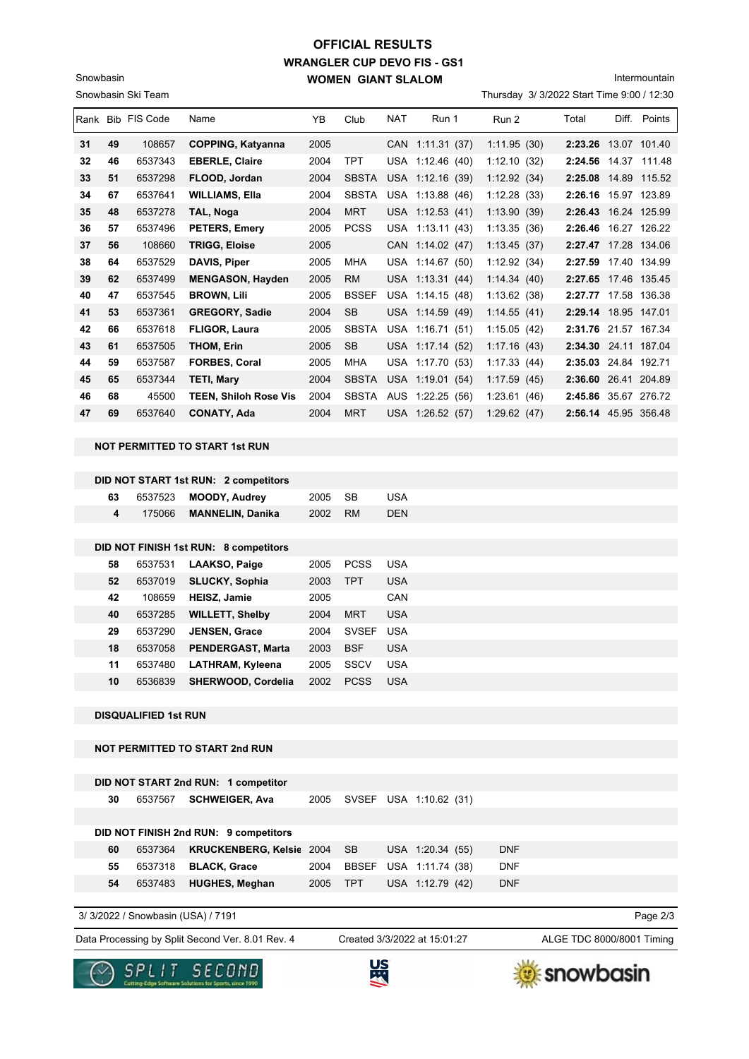# OFFICIAL RESULTS
## WRANGLER CUP DEVO FIS - GS1
### WOMEN GIANT SLALOM

Snowbasin
Snowbasin Ski Team

Intermountain
Thursday 3/ 3/2022 Start Time 9:00 / 12:30

| Rank | Bib | FIS Code | Name | YB | Club | NAT | Run 1 | Run 2 | Total | Diff. | Points |
|---|---|---|---|---|---|---|---|---|---|---|---|
| 31 | 49 | 108657 | COPPING, Katyanna | 2005 | | CAN | 1:11.31 (37) | 1:11.95 (30) | 2:23.26 | 13.07 | 101.40 |
| 32 | 46 | 6537343 | EBERLE, Claire | 2004 | TPT | USA | 1:12.46 (40) | 1:12.10 (32) | 2:24.56 | 14.37 | 111.48 |
| 33 | 51 | 6537298 | FLOOD, Jordan | 2004 | SBSTA | USA | 1:12.16 (39) | 1:12.92 (34) | 2:25.08 | 14.89 | 115.52 |
| 34 | 67 | 6537641 | WILLIAMS, Ella | 2004 | SBSTA | USA | 1:13.88 (46) | 1:12.28 (33) | 2:26.16 | 15.97 | 123.89 |
| 35 | 48 | 6537278 | TAL, Noga | 2004 | MRT | USA | 1:12.53 (41) | 1:13.90 (39) | 2:26.43 | 16.24 | 125.99 |
| 36 | 57 | 6537496 | PETERS, Emery | 2005 | PCSS | USA | 1:13.11 (43) | 1:13.35 (36) | 2:26.46 | 16.27 | 126.22 |
| 37 | 56 | 108660 | TRIGG, Eloise | 2005 | | CAN | 1:14.02 (47) | 1:13.45 (37) | 2:27.47 | 17.28 | 134.06 |
| 38 | 64 | 6537529 | DAVIS, Piper | 2005 | MHA | USA | 1:14.67 (50) | 1:12.92 (34) | 2:27.59 | 17.40 | 134.99 |
| 39 | 62 | 6537499 | MENGASON, Hayden | 2005 | RM | USA | 1:13.31 (44) | 1:14.34 (40) | 2:27.65 | 17.46 | 135.45 |
| 40 | 47 | 6537545 | BROWN, Lili | 2005 | BSSEF | USA | 1:14.15 (48) | 1:13.62 (38) | 2:27.77 | 17.58 | 136.38 |
| 41 | 53 | 6537361 | GREGORY, Sadie | 2004 | SB | USA | 1:14.59 (49) | 1:14.55 (41) | 2:29.14 | 18.95 | 147.01 |
| 42 | 66 | 6537618 | FLIGOR, Laura | 2005 | SBSTA | USA | 1:16.71 (51) | 1:15.05 (42) | 2:31.76 | 21.57 | 167.34 |
| 43 | 61 | 6537505 | THOM, Erin | 2005 | SB | USA | 1:17.14 (52) | 1:17.16 (43) | 2:34.30 | 24.11 | 187.04 |
| 44 | 59 | 6537587 | FORBES, Coral | 2005 | MHA | USA | 1:17.70 (53) | 1:17.33 (44) | 2:35.03 | 24.84 | 192.71 |
| 45 | 65 | 6537344 | TETI, Mary | 2004 | SBSTA | USA | 1:19.01 (54) | 1:17.59 (45) | 2:36.60 | 26.41 | 204.89 |
| 46 | 68 | 45500 | TEEN, Shiloh Rose Vis | 2004 | SBSTA | AUS | 1:22.25 (56) | 1:23.61 (46) | 2:45.86 | 35.67 | 276.72 |
| 47 | 69 | 6537640 | CONATY, Ada | 2004 | MRT | USA | 1:26.52 (57) | 1:29.62 (47) | 2:56.14 | 45.95 | 356.48 |

**NOT PERMITTED TO START 1st RUN**

**DID NOT START 1st RUN: 2 competitors**

| Bib | FIS Code | Name | YB | Club | NAT |
|---|---|---|---|---|---|
| 63 | 6537523 | MOODY, Audrey | 2005 | SB | USA |
| 4 | 175066 | MANNELIN, Danika | 2002 | RM | DEN |

**DID NOT FINISH 1st RUN: 8 competitors**

| Bib | FIS Code | Name | YB | Club | NAT |
|---|---|---|---|---|---|
| 58 | 6537531 | LAAKSO, Paige | 2005 | PCSS | USA |
| 52 | 6537019 | SLUCKY, Sophia | 2003 | TPT | USA |
| 42 | 108659 | HEISZ, Jamie | 2005 | | CAN |
| 40 | 6537285 | WILLETT, Shelby | 2004 | MRT | USA |
| 29 | 6537290 | JENSEN, Grace | 2004 | SVSEF | USA |
| 18 | 6537058 | PENDERGAST, Marta | 2003 | BSF | USA |
| 11 | 6537480 | LATHRAM, Kyleena | 2005 | SSCV | USA |
| 10 | 6536839 | SHERWOOD, Cordelia | 2002 | PCSS | USA |

**DISQUALIFIED 1st RUN**

**NOT PERMITTED TO START 2nd RUN**

**DID NOT START 2nd RUN: 1 competitor**

| Bib | FIS Code | Name | YB | Club | NAT | Run 1 |
|---|---|---|---|---|---|---|
| 30 | 6537567 | SCHWEIGER, Ava | 2005 | SVSEF | USA | 1:10.62 (31) |

**DID NOT FINISH 2nd RUN: 9 competitors**

| Bib | FIS Code | Name | YB | Club | NAT | Run 1 | Run 2 |
|---|---|---|---|---|---|---|---|
| 60 | 6537364 | KRUCKENBERG, Kelsie | 2004 | SB | USA | 1:20.34 (55) | DNF |
| 55 | 6537318 | BLACK, Grace | 2004 | BBSEF | USA | 1:11.74 (38) | DNF |
| 54 | 6537483 | HUGHES, Meghan | 2005 | TPT | USA | 1:12.79 (42) | DNF |

3/ 3/2022 / Snowbasin (USA) / 7191

Data Processing by Split Second Ver. 8.01 Rev. 4 — Created 3/3/2022 at 15:01:27 — ALGE TDC 8000/8001 Timing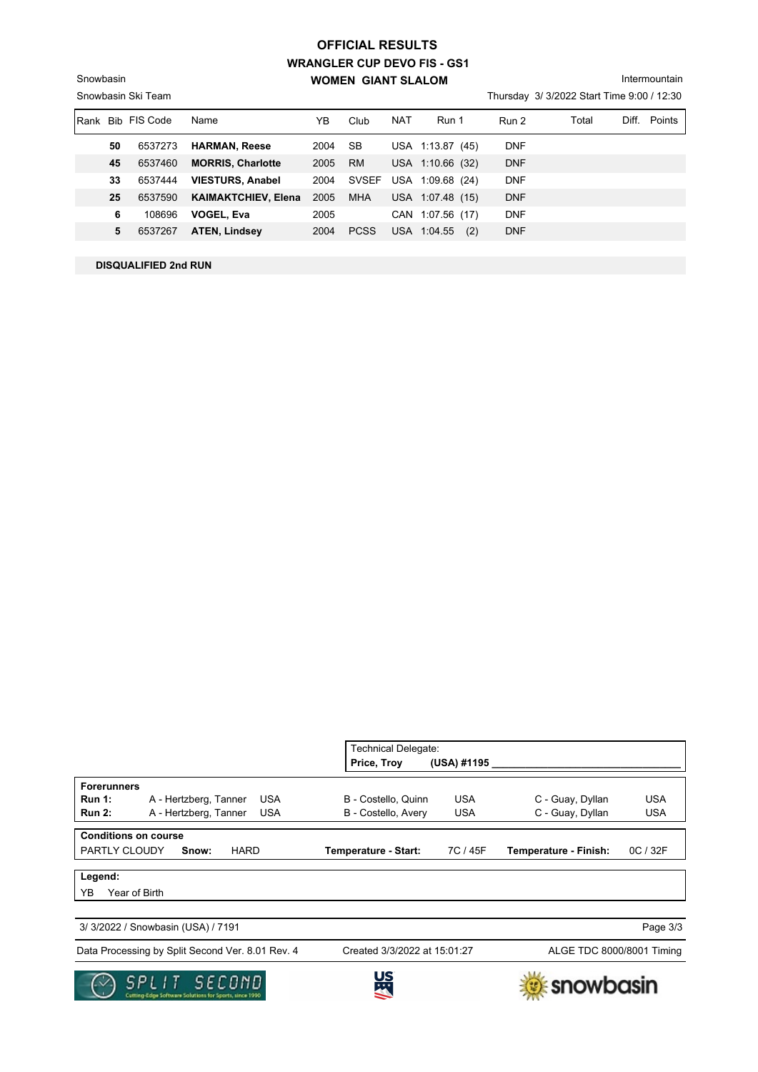# OFFICIAL RESULTS

## WRANGLER CUP DEVO FIS - GS1

## WOMEN GIANT SLALOM

Snowbasin | Intermountain

Snowbasin Ski Team | Thursday 3/ 3/2022 Start Time 9:00 / 12:30

| Rank | Bib | FIS Code | Name | YB | Club | NAT | Run 1 | Run 2 | Total | Diff. | Points |
|---|---|---|---|---|---|---|---|---|---|---|---|
| | 50 | 6537273 | **HARMAN, Reese** | 2004 | SB | USA | 1:13.87 (45) | DNF | | | |
| | 45 | 6537460 | **MORRIS, Charlotte** | 2005 | RM | USA | 1:10.66 (32) | DNF | | | |
| | 33 | 6537444 | **VIESTURS, Anabel** | 2004 | SVSEF | USA | 1:09.68 (24) | DNF | | | |
| | 25 | 6537590 | **KAIMAKTCHIEV, Elena** | 2005 | MHA | USA | 1:07.48 (15) | DNF | | | |
| | 6 | 108696 | **VOGEL, Eva** | 2005 | | CAN | 1:07.56 (17) | DNF | | | |
| | 5 | 6537267 | **ATEN, Lindsey** | 2004 | PCSS | USA | 1:04.55 (2) | DNF | | | |

**DISQUALIFIED 2nd RUN**

Technical Delegate:
**Price, Troy** (USA) #1195

**Forerunners**

| | | | | | | |
|---|---|---|---|---|---|---|
| **Run 1:** | A - Hertzberg, Tanner | USA | B - Costello, Quinn | USA | C - Guay, Dyllan | USA |
| **Run 2:** | A - Hertzberg, Tanner | USA | B - Costello, Avery | USA | C - Guay, Dyllan | USA |

**Conditions on course**

PARTLY CLOUDY **Snow:** HARD **Temperature - Start:** 7C / 45F **Temperature - Finish:** 0C / 32F

**Legend:**

YB Year of Birth

3/ 3/2022 / Snowbasin (USA) / 7191

Data Processing by Split Second Ver. 8.01 Rev. 4 | Created 3/3/2022 at 15:01:27 | ALGE TDC 8000/8001 Timing